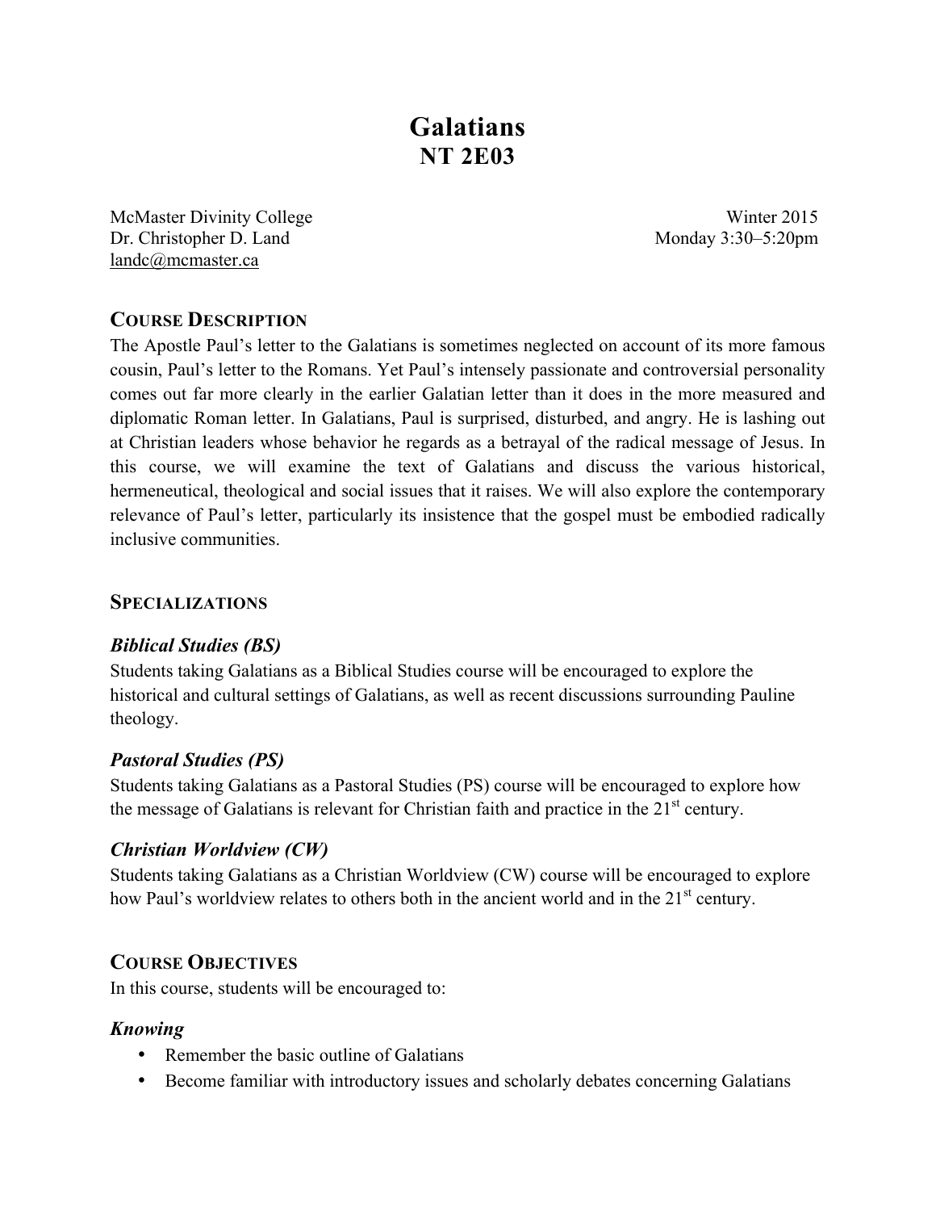# Galatians
# NT 2E03

McMaster Divinity College
Dr. Christopher D. Land
landc@mcmaster.ca

Winter 2015
Monday 3:30–5:20pm

## COURSE DESCRIPTION

The Apostle Paul's letter to the Galatians is sometimes neglected on account of its more famous cousin, Paul's letter to the Romans. Yet Paul's intensely passionate and controversial personality comes out far more clearly in the earlier Galatian letter than it does in the more measured and diplomatic Roman letter. In Galatians, Paul is surprised, disturbed, and angry. He is lashing out at Christian leaders whose behavior he regards as a betrayal of the radical message of Jesus. In this course, we will examine the text of Galatians and discuss the various historical, hermeneutical, theological and social issues that it raises. We will also explore the contemporary relevance of Paul's letter, particularly its insistence that the gospel must be embodied radically inclusive communities.

## SPECIALIZATIONS

### *Biblical Studies (BS)*

Students taking Galatians as a Biblical Studies course will be encouraged to explore the historical and cultural settings of Galatians, as well as recent discussions surrounding Pauline theology.

### *Pastoral Studies (PS)*

Students taking Galatians as a Pastoral Studies (PS) course will be encouraged to explore how the message of Galatians is relevant for Christian faith and practice in the 21st century.

### *Christian Worldview (CW)*

Students taking Galatians as a Christian Worldview (CW) course will be encouraged to explore how Paul's worldview relates to others both in the ancient world and in the 21st century.

## COURSE OBJECTIVES

In this course, students will be encouraged to:

### *Knowing*

- Remember the basic outline of Galatians
- Become familiar with introductory issues and scholarly debates concerning Galatians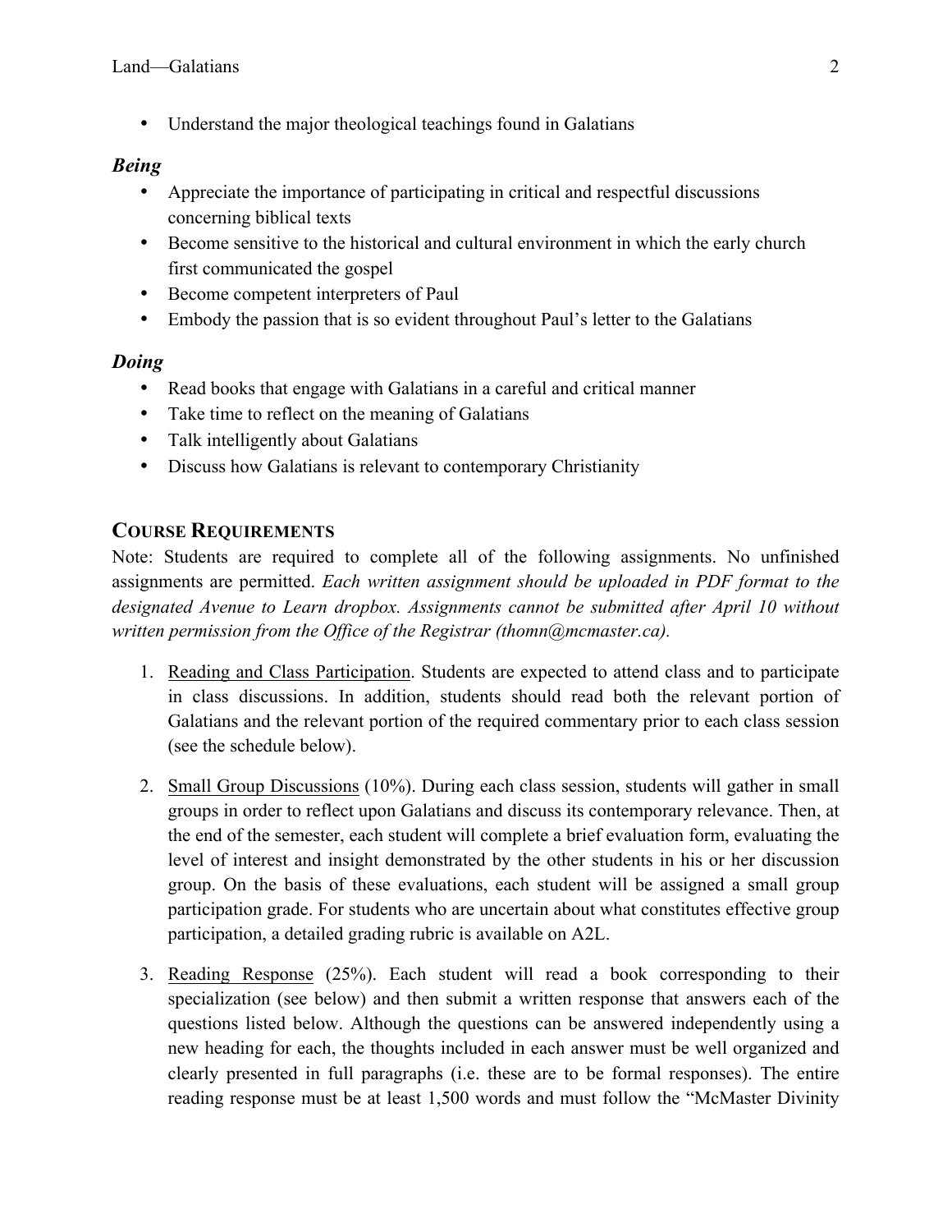- Understand the major theological teachings found in Galatians

### *Being*

- Appreciate the importance of participating in critical and respectful discussions concerning biblical texts
- Become sensitive to the historical and cultural environment in which the early church first communicated the gospel
- Become competent interpreters of Paul
- Embody the passion that is so evident throughout Paul's letter to the Galatians

### *Doing*

- Read books that engage with Galatians in a careful and critical manner
- Take time to reflect on the meaning of Galatians
- Talk intelligently about Galatians
- Discuss how Galatians is relevant to contemporary Christianity

## COURSE REQUIREMENTS

Note: Students are required to complete all of the following assignments. No unfinished assignments are permitted. *Each written assignment should be uploaded in PDF format to the designated Avenue to Learn dropbox. Assignments cannot be submitted after April 10 without written permission from the Office of the Registrar (thomn@mcmaster.ca).*

1. <u>Reading and Class Participation</u>. Students are expected to attend class and to participate in class discussions. In addition, students should read both the relevant portion of Galatians and the relevant portion of the required commentary prior to each class session (see the schedule below).

2. <u>Small Group Discussions</u> (10%). During each class session, students will gather in small groups in order to reflect upon Galatians and discuss its contemporary relevance. Then, at the end of the semester, each student will complete a brief evaluation form, evaluating the level of interest and insight demonstrated by the other students in his or her discussion group. On the basis of these evaluations, each student will be assigned a small group participation grade. For students who are uncertain about what constitutes effective group participation, a detailed grading rubric is available on A2L.

3. <u>Reading Response</u> (25%). Each student will read a book corresponding to their specialization (see below) and then submit a written response that answers each of the questions listed below. Although the questions can be answered independently using a new heading for each, the thoughts included in each answer must be well organized and clearly presented in full paragraphs (i.e. these are to be formal responses). The entire reading response must be at least 1,500 words and must follow the "McMaster Divinity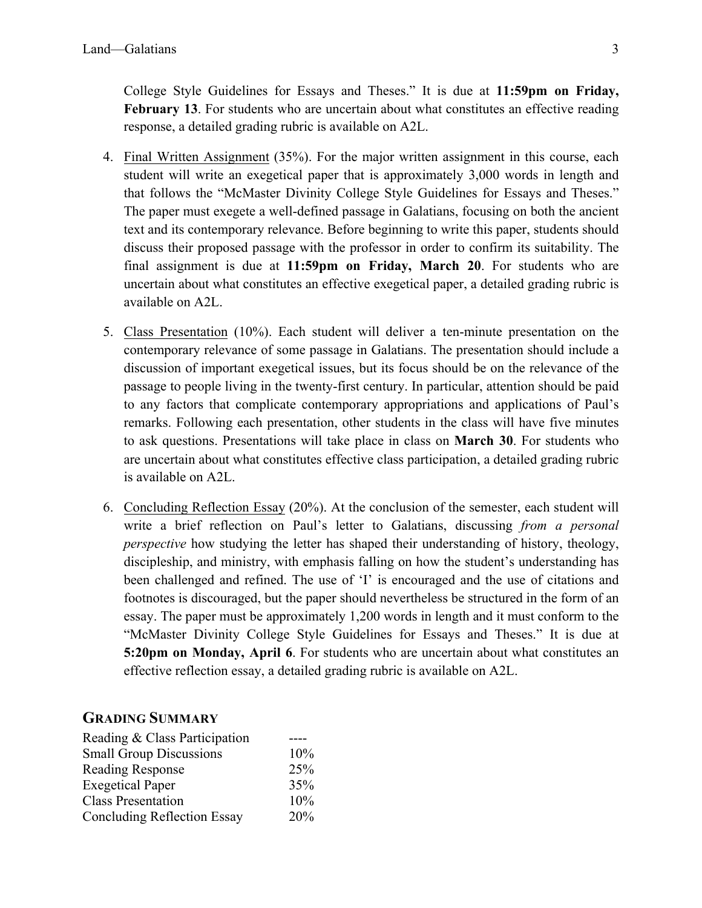College Style Guidelines for Essays and Theses." It is due at **11:59pm on Friday, February 13**. For students who are uncertain about what constitutes an effective reading response, a detailed grading rubric is available on A2L.

4. Final Written Assignment (35%). For the major written assignment in this course, each student will write an exegetical paper that is approximately 3,000 words in length and that follows the "McMaster Divinity College Style Guidelines for Essays and Theses." The paper must exegete a well-defined passage in Galatians, focusing on both the ancient text and its contemporary relevance. Before beginning to write this paper, students should discuss their proposed passage with the professor in order to confirm its suitability. The final assignment is due at **11:59pm on Friday, March 20**. For students who are uncertain about what constitutes an effective exegetical paper, a detailed grading rubric is available on A2L.

5. Class Presentation (10%). Each student will deliver a ten-minute presentation on the contemporary relevance of some passage in Galatians. The presentation should include a discussion of important exegetical issues, but its focus should be on the relevance of the passage to people living in the twenty-first century. In particular, attention should be paid to any factors that complicate contemporary appropriations and applications of Paul's remarks. Following each presentation, other students in the class will have five minutes to ask questions. Presentations will take place in class on **March 30**. For students who are uncertain about what constitutes effective class participation, a detailed grading rubric is available on A2L.

6. Concluding Reflection Essay (20%). At the conclusion of the semester, each student will write a brief reflection on Paul's letter to Galatians, discussing *from a personal perspective* how studying the letter has shaped their understanding of history, theology, discipleship, and ministry, with emphasis falling on how the student's understanding has been challenged and refined. The use of 'I' is encouraged and the use of citations and footnotes is discouraged, but the paper should nevertheless be structured in the form of an essay. The paper must be approximately 1,200 words in length and it must conform to the "McMaster Divinity College Style Guidelines for Essays and Theses." It is due at **5:20pm on Monday, April 6**. For students who are uncertain about what constitutes an effective reflection essay, a detailed grading rubric is available on A2L.

## GRADING SUMMARY

| | |
|---|---|
| Reading & Class Participation | ---- |
| Small Group Discussions | 10% |
| Reading Response | 25% |
| Exegetical Paper | 35% |
| Class Presentation | 10% |
| Concluding Reflection Essay | 20% |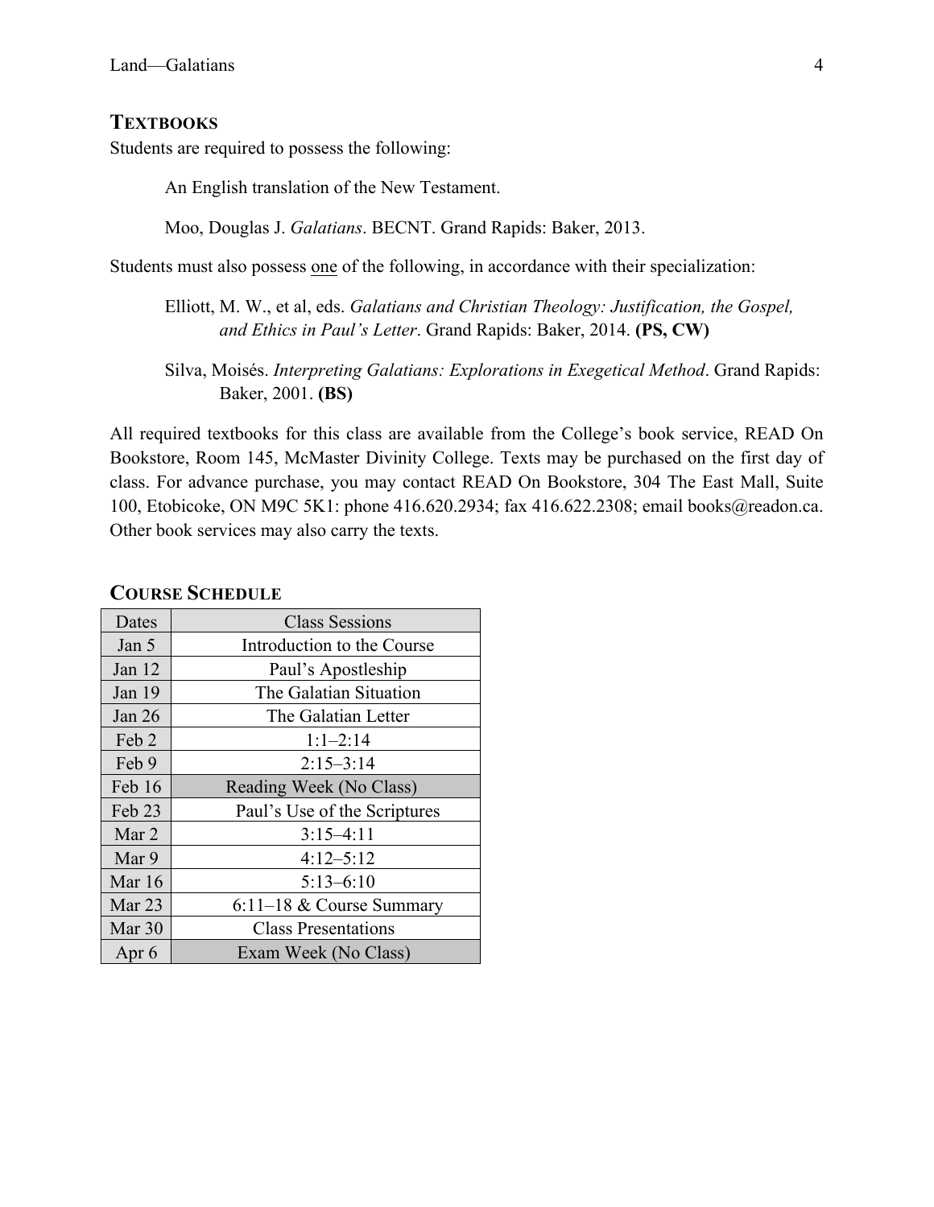## TEXTBOOKS

Students are required to possess the following:

An English translation of the New Testament.

Moo, Douglas J. *Galatians*. BECNT. Grand Rapids: Baker, 2013.

Students must also possess one of the following, in accordance with their specialization:

Elliott, M. W., et al, eds. *Galatians and Christian Theology: Justification, the Gospel, and Ethics in Paul's Letter*. Grand Rapids: Baker, 2014. **(PS, CW)**

Silva, Moisés. *Interpreting Galatians: Explorations in Exegetical Method*. Grand Rapids: Baker, 2001. **(BS)**

All required textbooks for this class are available from the College's book service, READ On Bookstore, Room 145, McMaster Divinity College. Texts may be purchased on the first day of class. For advance purchase, you may contact READ On Bookstore, 304 The East Mall, Suite 100, Etobicoke, ON M9C 5K1: phone 416.620.2934; fax 416.622.2308; email books@readon.ca. Other book services may also carry the texts.

## COURSE SCHEDULE

| Dates | Class Sessions |
|---|---|
| Jan 5 | Introduction to the Course |
| Jan 12 | Paul's Apostleship |
| Jan 19 | The Galatian Situation |
| Jan 26 | The Galatian Letter |
| Feb 2 | 1:1–2:14 |
| Feb 9 | 2:15–3:14 |
| Feb 16 | Reading Week (No Class) |
| Feb 23 | Paul's Use of the Scriptures |
| Mar 2 | 3:15–4:11 |
| Mar 9 | 4:12–5:12 |
| Mar 16 | 5:13–6:10 |
| Mar 23 | 6:11–18 & Course Summary |
| Mar 30 | Class Presentations |
| Apr 6 | Exam Week (No Class) |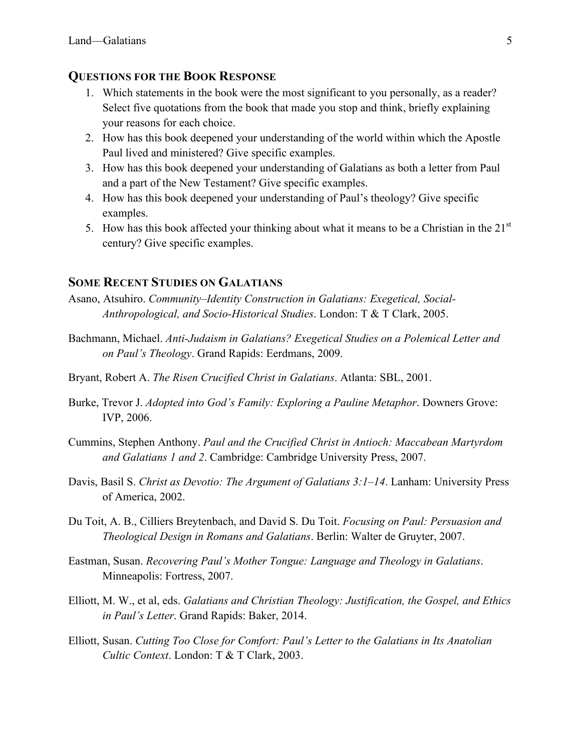## Questions for the Book Response

1. Which statements in the book were the most significant to you personally, as a reader? Select five quotations from the book that made you stop and think, briefly explaining your reasons for each choice.
2. How has this book deepened your understanding of the world within which the Apostle Paul lived and ministered? Give specific examples.
3. How has this book deepened your understanding of Galatians as both a letter from Paul and a part of the New Testament? Give specific examples.
4. How has this book deepened your understanding of Paul's theology? Give specific examples.
5. How has this book affected your thinking about what it means to be a Christian in the 21st century? Give specific examples.

## Some Recent Studies on Galatians

Asano, Atsuhiro. *Community–Identity Construction in Galatians: Exegetical, Social-Anthropological, and Socio-Historical Studies*. London: T & T Clark, 2005.

Bachmann, Michael. *Anti-Judaism in Galatians? Exegetical Studies on a Polemical Letter and on Paul's Theology*. Grand Rapids: Eerdmans, 2009.

Bryant, Robert A. *The Risen Crucified Christ in Galatians*. Atlanta: SBL, 2001.

Burke, Trevor J. *Adopted into God's Family: Exploring a Pauline Metaphor*. Downers Grove: IVP, 2006.

Cummins, Stephen Anthony. *Paul and the Crucified Christ in Antioch: Maccabean Martyrdom and Galatians 1 and 2*. Cambridge: Cambridge University Press, 2007.

Davis, Basil S. *Christ as Devotio: The Argument of Galatians 3:1–14*. Lanham: University Press of America, 2002.

Du Toit, A. B., Cilliers Breytenbach, and David S. Du Toit. *Focusing on Paul: Persuasion and Theological Design in Romans and Galatians*. Berlin: Walter de Gruyter, 2007.

Eastman, Susan. *Recovering Paul's Mother Tongue: Language and Theology in Galatians*. Minneapolis: Fortress, 2007.

Elliott, M. W., et al, eds. *Galatians and Christian Theology: Justification, the Gospel, and Ethics in Paul's Letter*. Grand Rapids: Baker, 2014.

Elliott, Susan. *Cutting Too Close for Comfort: Paul's Letter to the Galatians in Its Anatolian Cultic Context*. London: T & T Clark, 2003.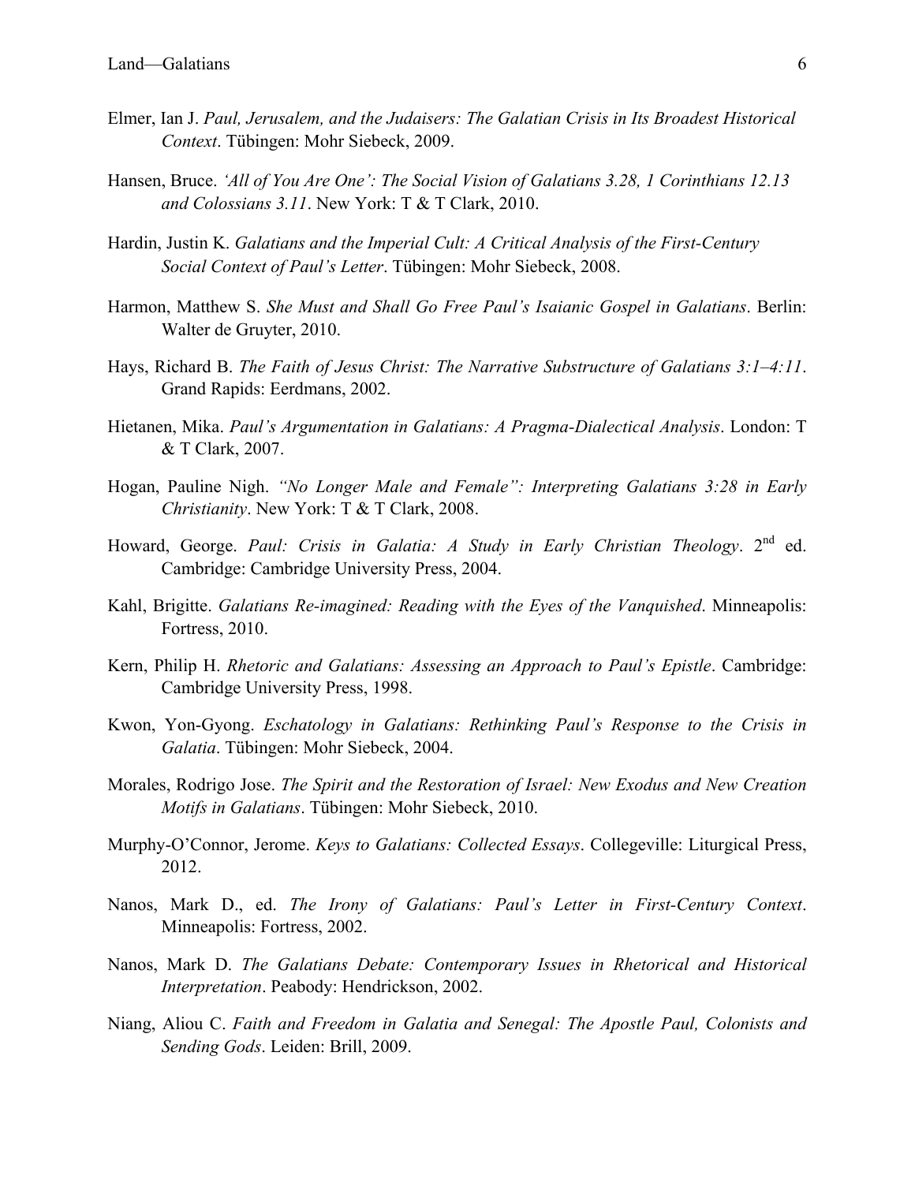Elmer, Ian J. *Paul, Jerusalem, and the Judaisers: The Galatian Crisis in Its Broadest Historical Context*. Tübingen: Mohr Siebeck, 2009.

Hansen, Bruce. *'All of You Are One': The Social Vision of Galatians 3.28, 1 Corinthians 12.13 and Colossians 3.11*. New York: T & T Clark, 2010.

Hardin, Justin K. *Galatians and the Imperial Cult: A Critical Analysis of the First-Century Social Context of Paul's Letter*. Tübingen: Mohr Siebeck, 2008.

Harmon, Matthew S. *She Must and Shall Go Free Paul's Isaianic Gospel in Galatians*. Berlin: Walter de Gruyter, 2010.

Hays, Richard B. *The Faith of Jesus Christ: The Narrative Substructure of Galatians 3:1–4:11*. Grand Rapids: Eerdmans, 2002.

Hietanen, Mika. *Paul's Argumentation in Galatians: A Pragma-Dialectical Analysis*. London: T & T Clark, 2007.

Hogan, Pauline Nigh. *"No Longer Male and Female": Interpreting Galatians 3:28 in Early Christianity*. New York: T & T Clark, 2008.

Howard, George. *Paul: Crisis in Galatia: A Study in Early Christian Theology*. 2nd ed. Cambridge: Cambridge University Press, 2004.

Kahl, Brigitte. *Galatians Re-imagined: Reading with the Eyes of the Vanquished*. Minneapolis: Fortress, 2010.

Kern, Philip H. *Rhetoric and Galatians: Assessing an Approach to Paul's Epistle*. Cambridge: Cambridge University Press, 1998.

Kwon, Yon-Gyong. *Eschatology in Galatians: Rethinking Paul's Response to the Crisis in Galatia*. Tübingen: Mohr Siebeck, 2004.

Morales, Rodrigo Jose. *The Spirit and the Restoration of Israel: New Exodus and New Creation Motifs in Galatians*. Tübingen: Mohr Siebeck, 2010.

Murphy-O'Connor, Jerome. *Keys to Galatians: Collected Essays*. Collegeville: Liturgical Press, 2012.

Nanos, Mark D., ed. *The Irony of Galatians: Paul's Letter in First-Century Context*. Minneapolis: Fortress, 2002.

Nanos, Mark D. *The Galatians Debate: Contemporary Issues in Rhetorical and Historical Interpretation*. Peabody: Hendrickson, 2002.

Niang, Aliou C. *Faith and Freedom in Galatia and Senegal: The Apostle Paul, Colonists and Sending Gods*. Leiden: Brill, 2009.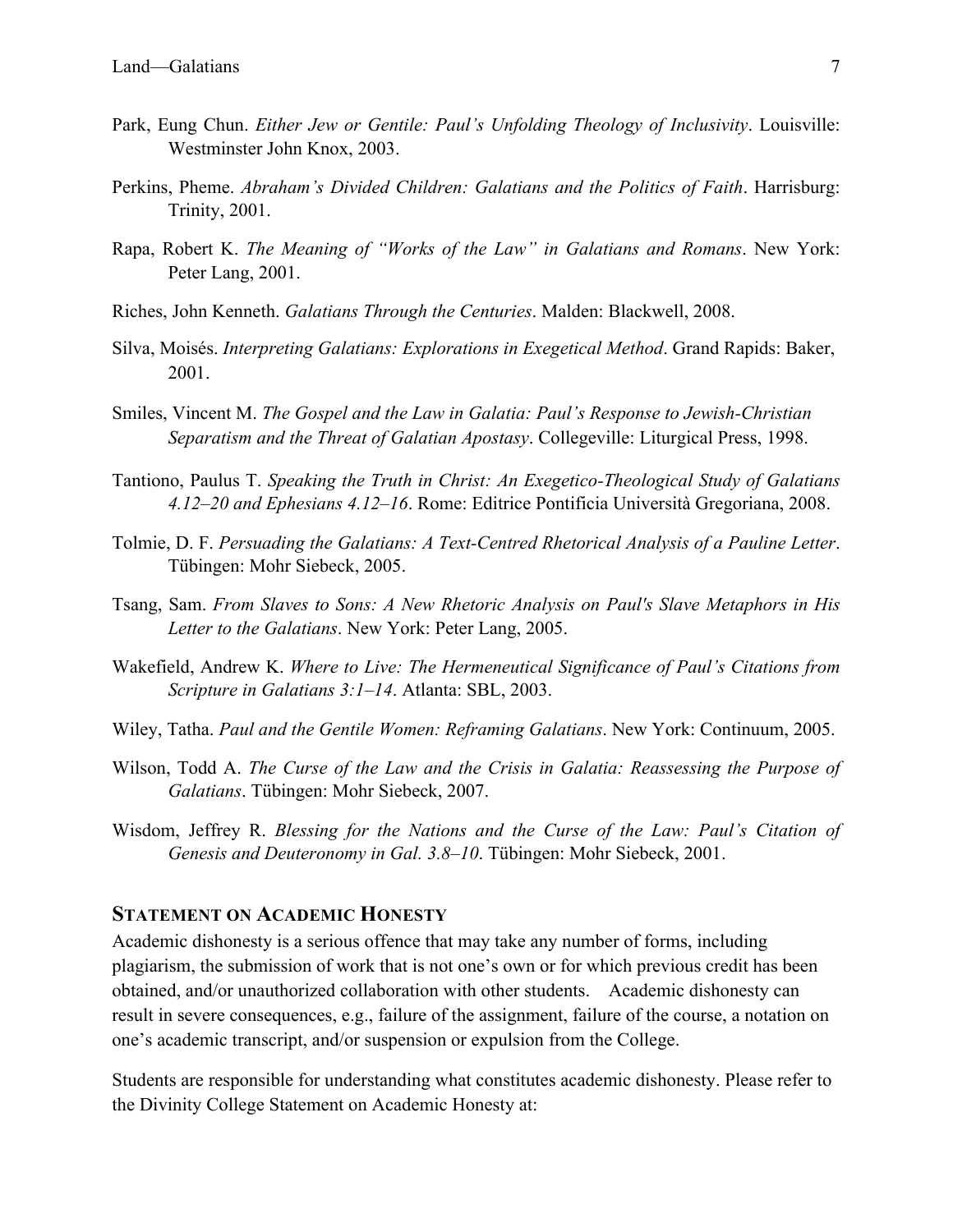Park, Eung Chun. *Either Jew or Gentile: Paul's Unfolding Theology of Inclusivity*. Louisville: Westminster John Knox, 2003.

Perkins, Pheme. *Abraham's Divided Children: Galatians and the Politics of Faith*. Harrisburg: Trinity, 2001.

Rapa, Robert K. *The Meaning of "Works of the Law" in Galatians and Romans*. New York: Peter Lang, 2001.

Riches, John Kenneth. *Galatians Through the Centuries*. Malden: Blackwell, 2008.

Silva, Moisés. *Interpreting Galatians: Explorations in Exegetical Method*. Grand Rapids: Baker, 2001.

Smiles, Vincent M. *The Gospel and the Law in Galatia: Paul's Response to Jewish-Christian Separatism and the Threat of Galatian Apostasy*. Collegeville: Liturgical Press, 1998.

Tantiono, Paulus T. *Speaking the Truth in Christ: An Exegetico-Theological Study of Galatians 4.12–20 and Ephesians 4.12–16*. Rome: Editrice Pontificia Università Gregoriana, 2008.

Tolmie, D. F. *Persuading the Galatians: A Text-Centred Rhetorical Analysis of a Pauline Letter*. Tübingen: Mohr Siebeck, 2005.

Tsang, Sam. *From Slaves to Sons: A New Rhetoric Analysis on Paul's Slave Metaphors in His Letter to the Galatians*. New York: Peter Lang, 2005.

Wakefield, Andrew K. *Where to Live: The Hermeneutical Significance of Paul's Citations from Scripture in Galatians 3:1–14*. Atlanta: SBL, 2003.

Wiley, Tatha. *Paul and the Gentile Women: Reframing Galatians*. New York: Continuum, 2005.

Wilson, Todd A. *The Curse of the Law and the Crisis in Galatia: Reassessing the Purpose of Galatians*. Tübingen: Mohr Siebeck, 2007.

Wisdom, Jeffrey R. *Blessing for the Nations and the Curse of the Law: Paul's Citation of Genesis and Deuteronomy in Gal. 3.8–10*. Tübingen: Mohr Siebeck, 2001.

## Statement on Academic Honesty

Academic dishonesty is a serious offence that may take any number of forms, including plagiarism, the submission of work that is not one's own or for which previous credit has been obtained, and/or unauthorized collaboration with other students. Academic dishonesty can result in severe consequences, e.g., failure of the assignment, failure of the course, a notation on one's academic transcript, and/or suspension or expulsion from the College.

Students are responsible for understanding what constitutes academic dishonesty. Please refer to the Divinity College Statement on Academic Honesty at: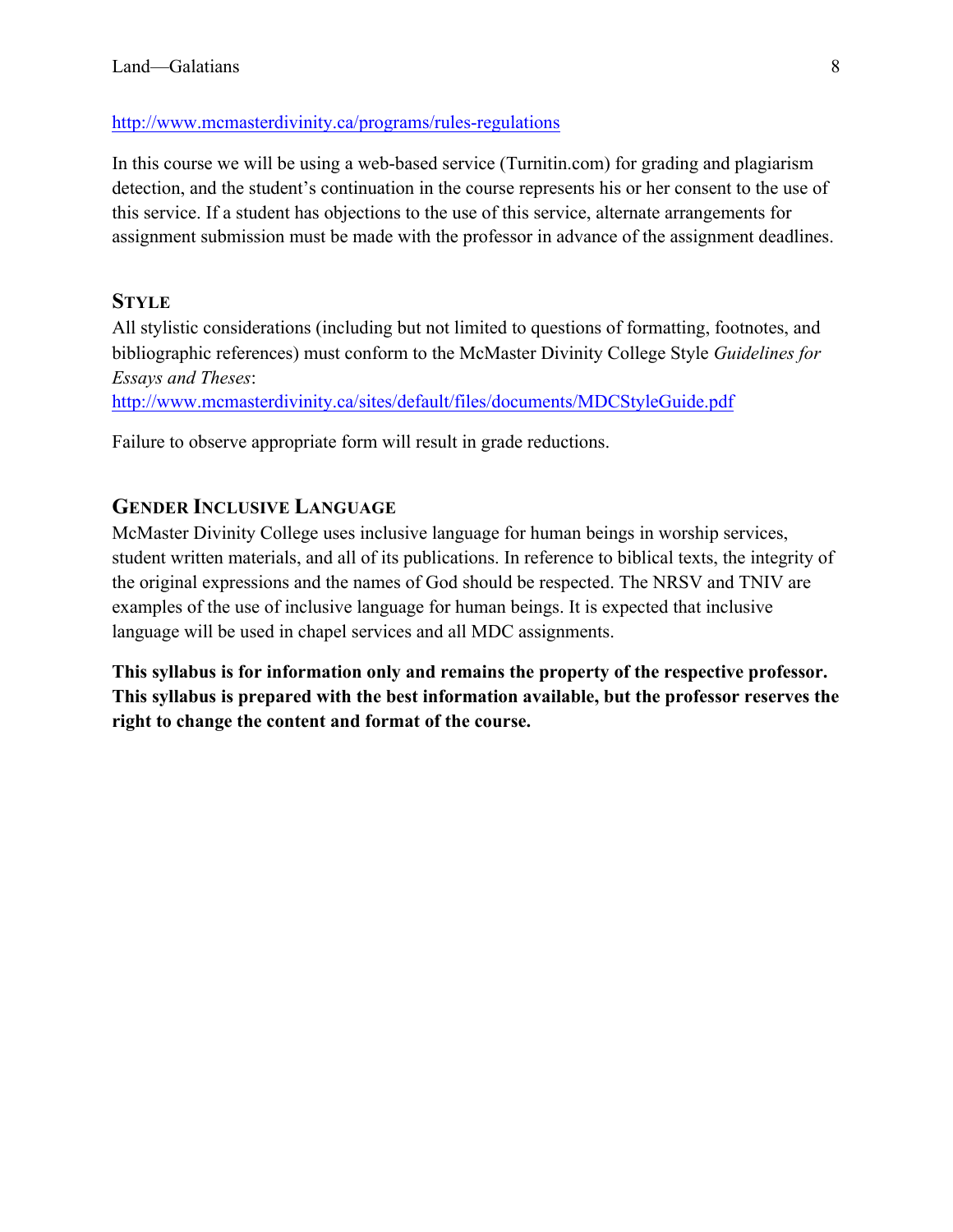http://www.mcmasterdivinity.ca/programs/rules-regulations

In this course we will be using a web-based service (Turnitin.com) for grading and plagiarism detection, and the student's continuation in the course represents his or her consent to the use of this service. If a student has objections to the use of this service, alternate arrangements for assignment submission must be made with the professor in advance of the assignment deadlines.

## STYLE

All stylistic considerations (including but not limited to questions of formatting, footnotes, and bibliographic references) must conform to the McMaster Divinity College Style *Guidelines for Essays and Theses*:
http://www.mcmasterdivinity.ca/sites/default/files/documents/MDCStyleGuide.pdf

Failure to observe appropriate form will result in grade reductions.

## GENDER INCLUSIVE LANGUAGE

McMaster Divinity College uses inclusive language for human beings in worship services, student written materials, and all of its publications. In reference to biblical texts, the integrity of the original expressions and the names of God should be respected. The NRSV and TNIV are examples of the use of inclusive language for human beings. It is expected that inclusive language will be used in chapel services and all MDC assignments.

**This syllabus is for information only and remains the property of the respective professor. This syllabus is prepared with the best information available, but the professor reserves the right to change the content and format of the course.**